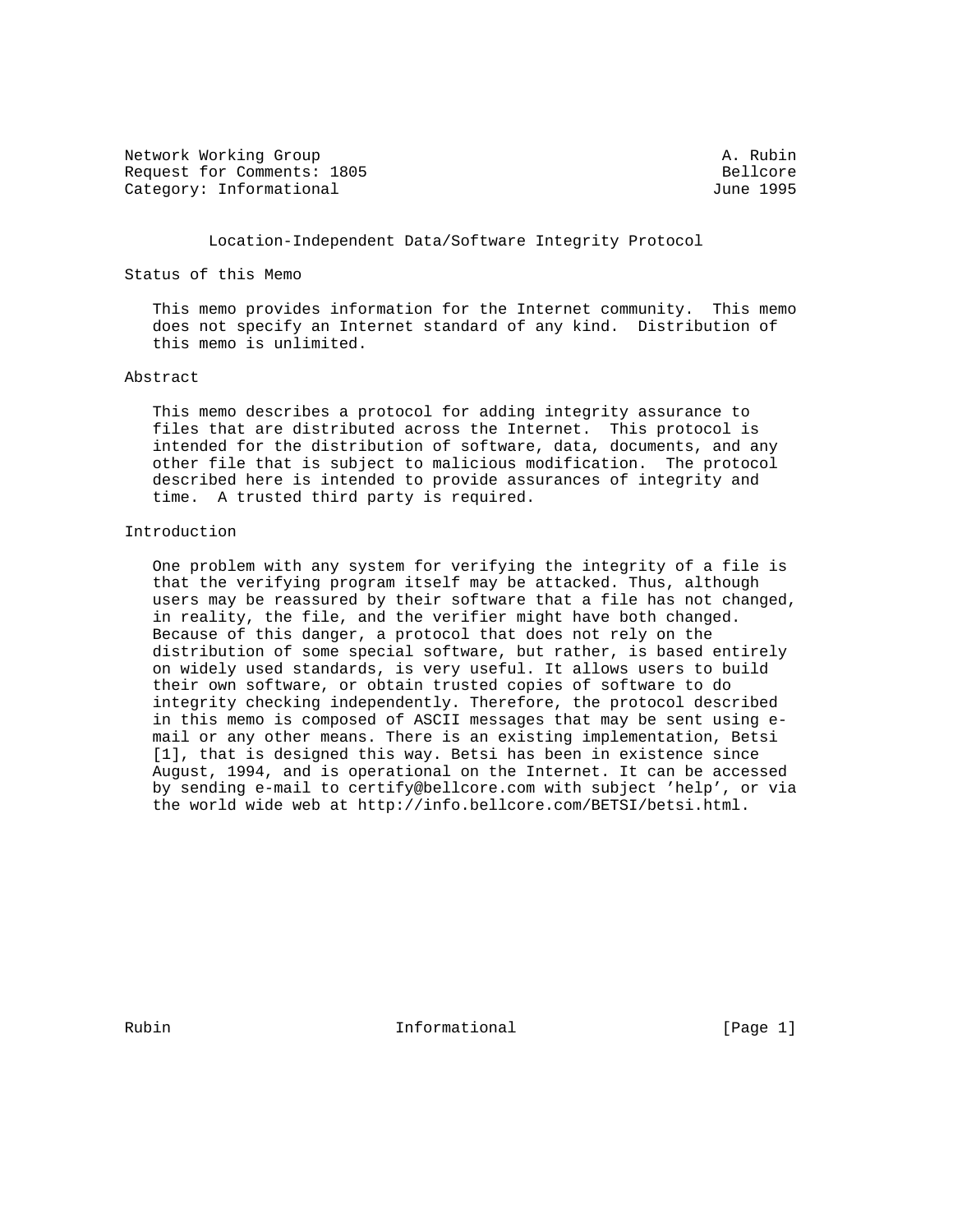Network Working Group A. Rubin
Request for Comments: 1805 Bellcore
Category: Informational June 1995

# Location-Independent Data/Software Integrity Protocol

## Status of this Memo

This memo provides information for the Internet community. This memo does not specify an Internet standard of any kind. Distribution of this memo is unlimited.

## Abstract

This memo describes a protocol for adding integrity assurance to files that are distributed across the Internet. This protocol is intended for the distribution of software, data, documents, and any other file that is subject to malicious modification. The protocol described here is intended to provide assurances of integrity and time. A trusted third party is required.

## Introduction

One problem with any system for verifying the integrity of a file is that the verifying program itself may be attacked. Thus, although users may be reassured by their software that a file has not changed, in reality, the file, and the verifier might have both changed. Because of this danger, a protocol that does not rely on the distribution of some special software, but rather, is based entirely on widely used standards, is very useful. It allows users to build their own software, or obtain trusted copies of software to do integrity checking independently. Therefore, the protocol described in this memo is composed of ASCII messages that may be sent using e-mail or any other means. There is an existing implementation, Betsi [1], that is designed this way. Betsi has been in existence since August, 1994, and is operational on the Internet. It can be accessed by sending e-mail to certify@bellcore.com with subject 'help', or via the world wide web at http://info.bellcore.com/BETSI/betsi.html.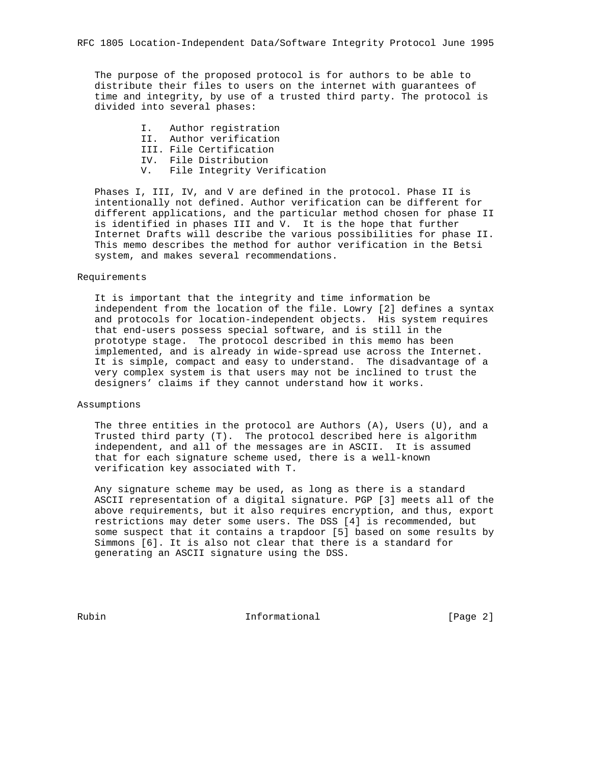The purpose of the proposed protocol is for authors to be able to distribute their files to users on the internet with guarantees of time and integrity, by use of a trusted third party. The protocol is divided into several phases:

I. Author registration
II. Author verification
III. File Certification
IV. File Distribution
V. File Integrity Verification

Phases I, III, IV, and V are defined in the protocol. Phase II is intentionally not defined. Author verification can be different for different applications, and the particular method chosen for phase II is identified in phases III and V. It is the hope that further Internet Drafts will describe the various possibilities for phase II. This memo describes the method for author verification in the Betsi system, and makes several recommendations.

## Requirements

It is important that the integrity and time information be independent from the location of the file. Lowry [2] defines a syntax and protocols for location-independent objects. His system requires that end-users possess special software, and is still in the prototype stage. The protocol described in this memo has been implemented, and is already in wide-spread use across the Internet. It is simple, compact and easy to understand. The disadvantage of a very complex system is that users may not be inclined to trust the designers' claims if they cannot understand how it works.

## Assumptions

The three entities in the protocol are Authors (A), Users (U), and a Trusted third party (T). The protocol described here is algorithm independent, and all of the messages are in ASCII. It is assumed that for each signature scheme used, there is a well-known verification key associated with T.

Any signature scheme may be used, as long as there is a standard ASCII representation of a digital signature. PGP [3] meets all of the above requirements, but it also requires encryption, and thus, export restrictions may deter some users. The DSS [4] is recommended, but some suspect that it contains a trapdoor [5] based on some results by Simmons [6]. It is also not clear that there is a standard for generating an ASCII signature using the DSS.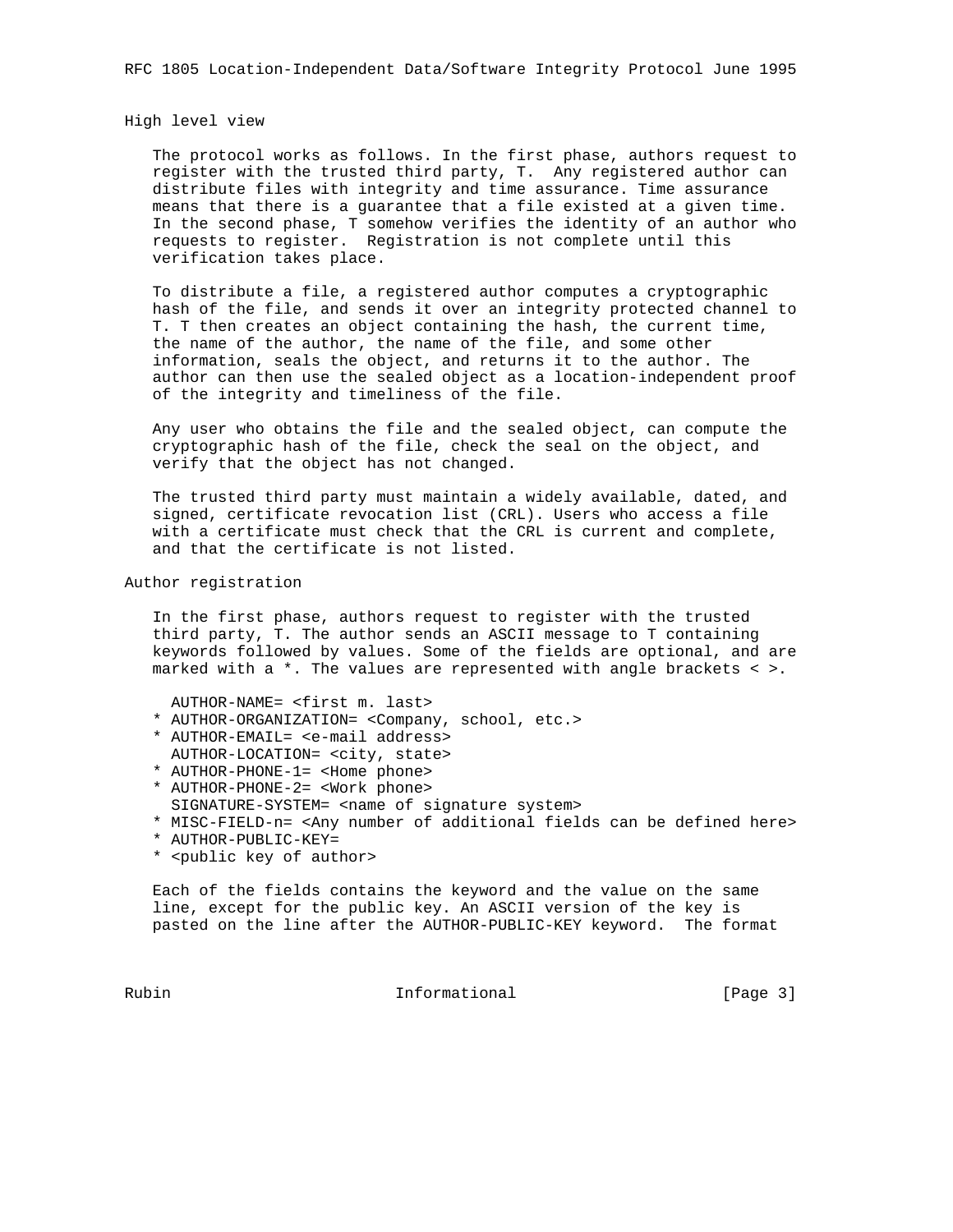## High level view

The protocol works as follows. In the first phase, authors request to register with the trusted third party, T. Any registered author can distribute files with integrity and time assurance. Time assurance means that there is a guarantee that a file existed at a given time. In the second phase, T somehow verifies the identity of an author who requests to register. Registration is not complete until this verification takes place.

To distribute a file, a registered author computes a cryptographic hash of the file, and sends it over an integrity protected channel to T. T then creates an object containing the hash, the current time, the name of the author, the name of the file, and some other information, seals the object, and returns it to the author. The author can then use the sealed object as a location-independent proof of the integrity and timeliness of the file.

Any user who obtains the file and the sealed object, can compute the cryptographic hash of the file, check the seal on the object, and verify that the object has not changed.

The trusted third party must maintain a widely available, dated, and signed, certificate revocation list (CRL). Users who access a file with a certificate must check that the CRL is current and complete, and that the certificate is not listed.

## Author registration

In the first phase, authors request to register with the trusted third party, T. The author sends an ASCII message to T containing keywords followed by values. Some of the fields are optional, and are marked with a *. The values are represented with angle brackets < >.

```
  AUTHOR-NAME= <first m. last>
* AUTHOR-ORGANIZATION= <Company, school, etc.>
* AUTHOR-EMAIL= <e-mail address>
  AUTHOR-LOCATION= <city, state>
* AUTHOR-PHONE-1= <Home phone>
* AUTHOR-PHONE-2= <Work phone>
  SIGNATURE-SYSTEM= <name of signature system>
* MISC-FIELD-n= <Any number of additional fields can be defined here>
* AUTHOR-PUBLIC-KEY=
* <public key of author>
```

Each of the fields contains the keyword and the value on the same line, except for the public key. An ASCII version of the key is pasted on the line after the AUTHOR-PUBLIC-KEY keyword. The format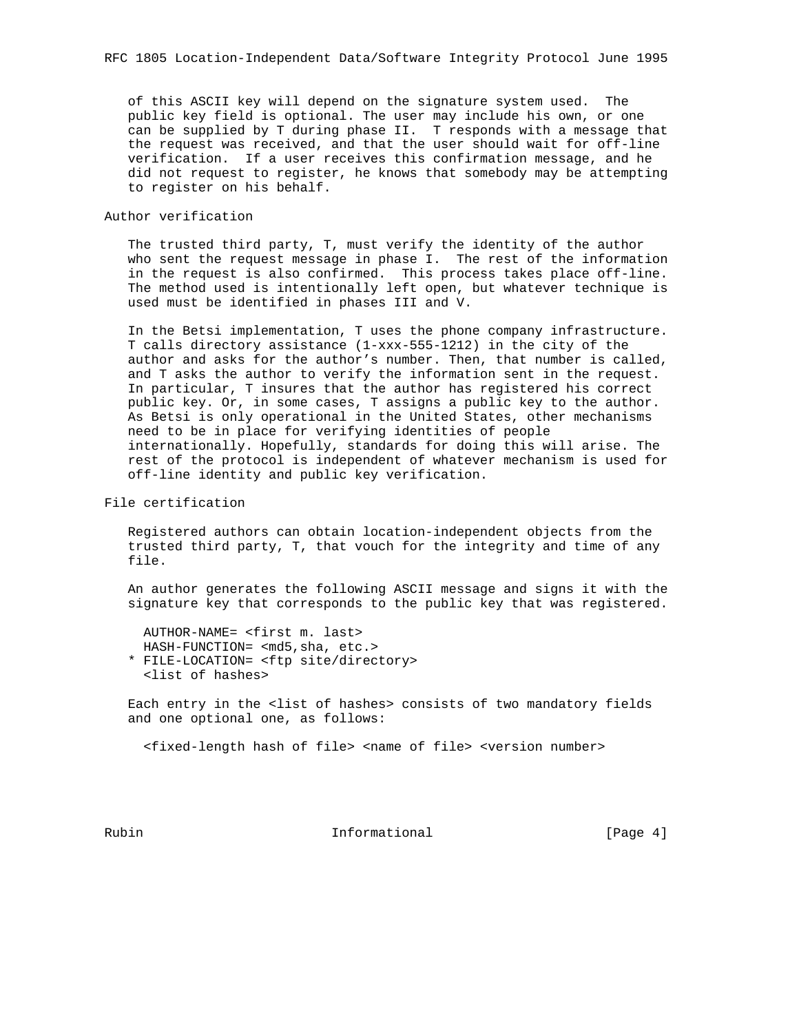of this ASCII key will depend on the signature system used. The public key field is optional. The user may include his own, or one can be supplied by T during phase II. T responds with a message that the request was received, and that the user should wait for off-line verification. If a user receives this confirmation message, and he did not request to register, he knows that somebody may be attempting to register on his behalf.

## Author verification

The trusted third party, T, must verify the identity of the author who sent the request message in phase I. The rest of the information in the request is also confirmed. This process takes place off-line. The method used is intentionally left open, but whatever technique is used must be identified in phases III and V.

In the Betsi implementation, T uses the phone company infrastructure. T calls directory assistance (1-xxx-555-1212) in the city of the author and asks for the author's number. Then, that number is called, and T asks the author to verify the information sent in the request. In particular, T insures that the author has registered his correct public key. Or, in some cases, T assigns a public key to the author. As Betsi is only operational in the United States, other mechanisms need to be in place for verifying identities of people internationally. Hopefully, standards for doing this will arise. The rest of the protocol is independent of whatever mechanism is used for off-line identity and public key verification.

## File certification

Registered authors can obtain location-independent objects from the trusted third party, T, that vouch for the integrity and time of any file.

An author generates the following ASCII message and signs it with the signature key that corresponds to the public key that was registered.

```
  AUTHOR-NAME= <first m. last>
  HASH-FUNCTION= <md5,sha, etc.>
* FILE-LOCATION= <ftp site/directory>
  <list of hashes>
```

Each entry in the <list of hashes> consists of two mandatory fields and one optional one, as follows:

```
  <fixed-length hash of file> <name of file> <version number>
```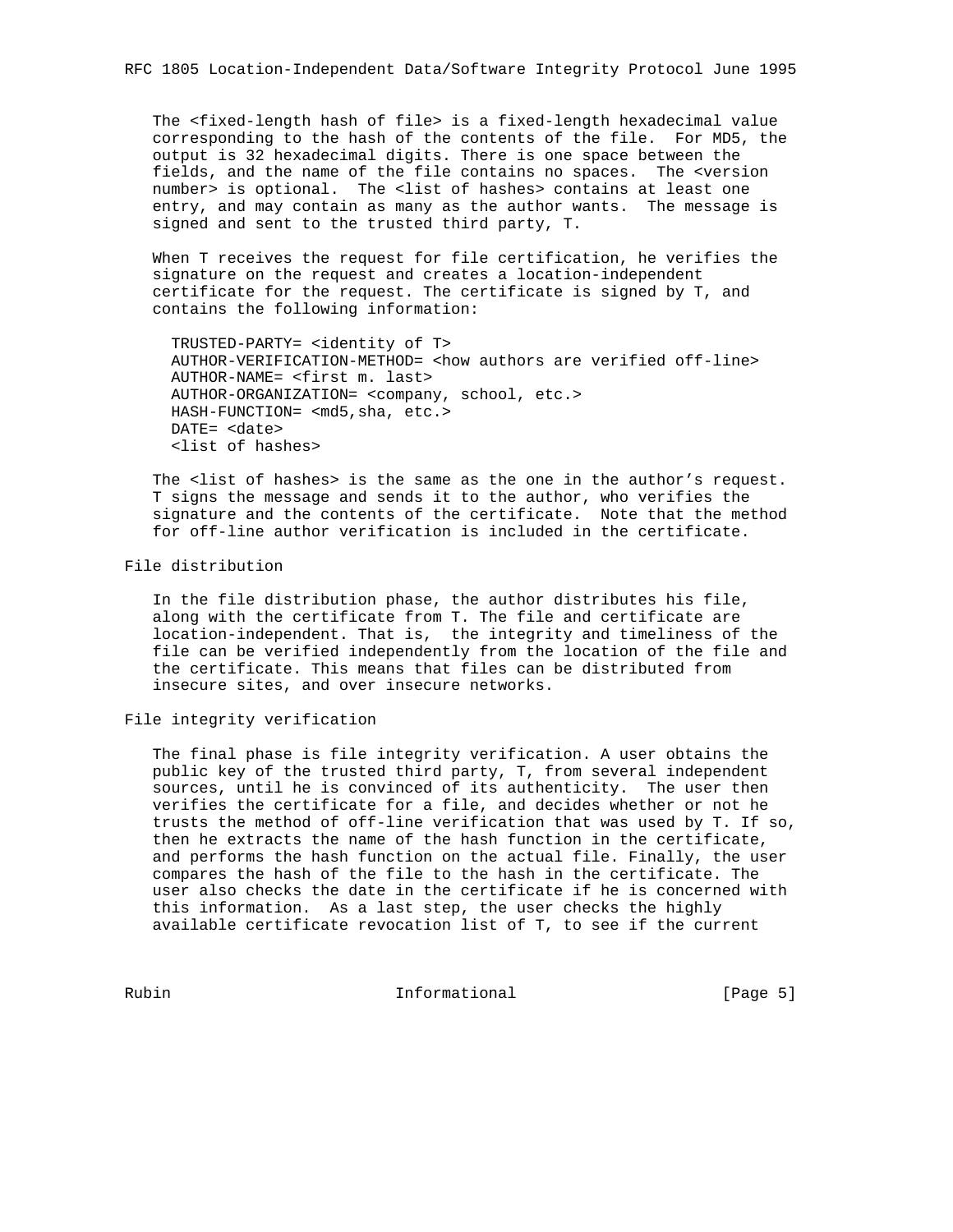The <fixed-length hash of file> is a fixed-length hexadecimal value corresponding to the hash of the contents of the file. For MD5, the output is 32 hexadecimal digits. There is one space between the fields, and the name of the file contains no spaces. The <version number> is optional. The <list of hashes> contains at least one entry, and may contain as many as the author wants. The message is signed and sent to the trusted third party, T.

When T receives the request for file certification, he verifies the signature on the request and creates a location-independent certificate for the request. The certificate is signed by T, and contains the following information:

```
TRUSTED-PARTY= <identity of T>
AUTHOR-VERIFICATION-METHOD= <how authors are verified off-line>
AUTHOR-NAME= <first m. last>
AUTHOR-ORGANIZATION= <company, school, etc.>
HASH-FUNCTION= <md5,sha, etc.>
DATE= <date>
<list of hashes>
```

The <list of hashes> is the same as the one in the author's request. T signs the message and sends it to the author, who verifies the signature and the contents of the certificate. Note that the method for off-line author verification is included in the certificate.

## File distribution

In the file distribution phase, the author distributes his file, along with the certificate from T. The file and certificate are location-independent. That is, the integrity and timeliness of the file can be verified independently from the location of the file and the certificate. This means that files can be distributed from insecure sites, and over insecure networks.

## File integrity verification

The final phase is file integrity verification. A user obtains the public key of the trusted third party, T, from several independent sources, until he is convinced of its authenticity. The user then verifies the certificate for a file, and decides whether or not he trusts the method of off-line verification that was used by T. If so, then he extracts the name of the hash function in the certificate, and performs the hash function on the actual file. Finally, the user compares the hash of the file to the hash in the certificate. The user also checks the date in the certificate if he is concerned with this information. As a last step, the user checks the highly available certificate revocation list of T, to see if the current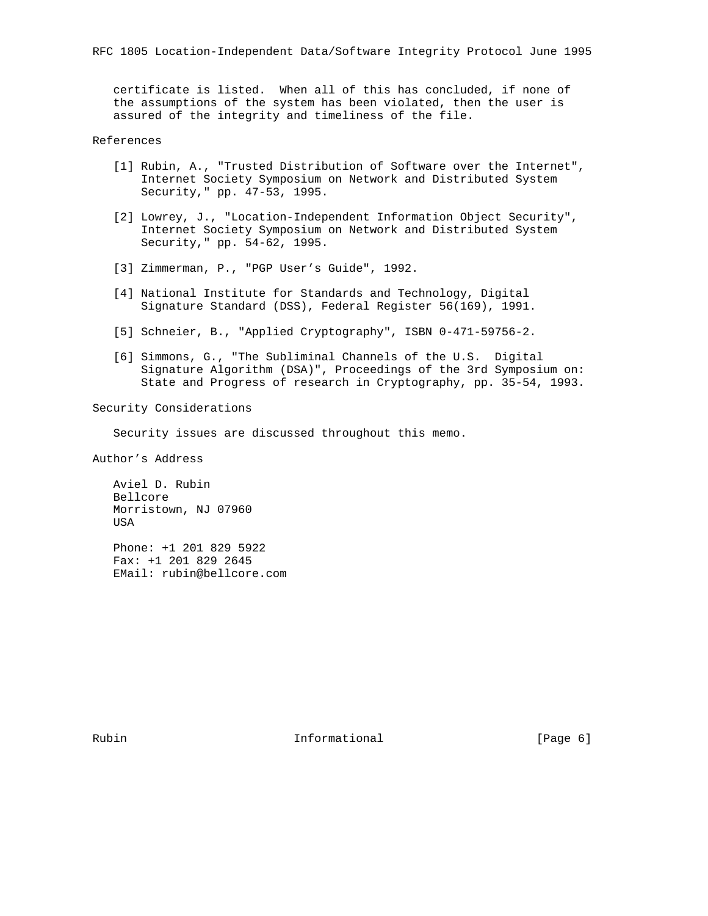certificate is listed. When all of this has concluded, if none of the assumptions of the system has been violated, then the user is assured of the integrity and timeliness of the file.

## References

[1] Rubin, A., "Trusted Distribution of Software over the Internet", Internet Society Symposium on Network and Distributed System Security," pp. 47-53, 1995.

[2] Lowrey, J., "Location-Independent Information Object Security", Internet Society Symposium on Network and Distributed System Security," pp. 54-62, 1995.

[3] Zimmerman, P., "PGP User's Guide", 1992.

[4] National Institute for Standards and Technology, Digital Signature Standard (DSS), Federal Register 56(169), 1991.

[5] Schneier, B., "Applied Cryptography", ISBN 0-471-59756-2.

[6] Simmons, G., "The Subliminal Channels of the U.S. Digital Signature Algorithm (DSA)", Proceedings of the 3rd Symposium on: State and Progress of research in Cryptography, pp. 35-54, 1993.

## Security Considerations

Security issues are discussed throughout this memo.

## Author's Address

Aviel D. Rubin
Bellcore
Morristown, NJ 07960
USA

Phone: +1 201 829 5922
Fax: +1 201 829 2645
EMail: rubin@bellcore.com